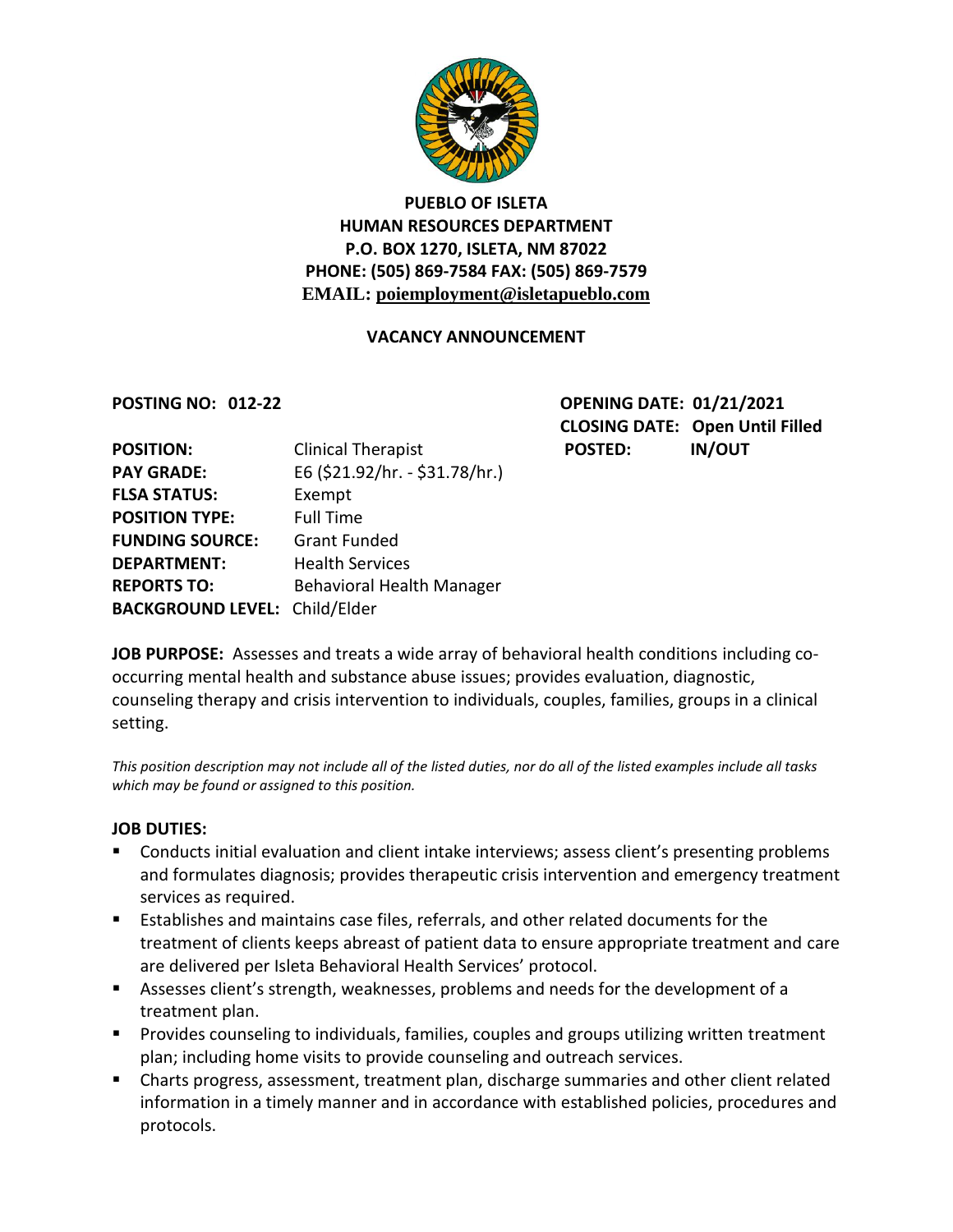# PUEBLO OF ISLETA
## HUMAN RESOURCES DEPARTMENT
**P.O. BOX 1270, ISLETA, NM 87022**
**PHONE: (505) 869-7584 FAX: (505) 869-7579**
**EMAIL: poiemployment@isletapueblo.com**

### VACANCY ANNOUNCEMENT

**POSTING NO: 012-22**

**OPENING DATE: 01/21/2021**
**CLOSING DATE: Open Until Filled**
**POSTED: IN/OUT**

**POSITION:** Clinical Therapist
**PAY GRADE:** E6 ($21.92/hr. - $31.78/hr.)
**FLSA STATUS:** Exempt
**POSITION TYPE:** Full Time
**FUNDING SOURCE:** Grant Funded
**DEPARTMENT:** Health Services
**REPORTS TO:** Behavioral Health Manager
**BACKGROUND LEVEL:** Child/Elder

**JOB PURPOSE:** Assesses and treats a wide array of behavioral health conditions including co-occurring mental health and substance abuse issues; provides evaluation, diagnostic, counseling therapy and crisis intervention to individuals, couples, families, groups in a clinical setting.

*This position description may not include all of the listed duties, nor do all of the listed examples include all tasks which may be found or assigned to this position.*

**JOB DUTIES:**

- Conducts initial evaluation and client intake interviews; assess client's presenting problems and formulates diagnosis; provides therapeutic crisis intervention and emergency treatment services as required.
- Establishes and maintains case files, referrals, and other related documents for the treatment of clients keeps abreast of patient data to ensure appropriate treatment and care are delivered per Isleta Behavioral Health Services' protocol.
- Assesses client's strength, weaknesses, problems and needs for the development of a treatment plan.
- Provides counseling to individuals, families, couples and groups utilizing written treatment plan; including home visits to provide counseling and outreach services.
- Charts progress, assessment, treatment plan, discharge summaries and other client related information in a timely manner and in accordance with established policies, procedures and protocols.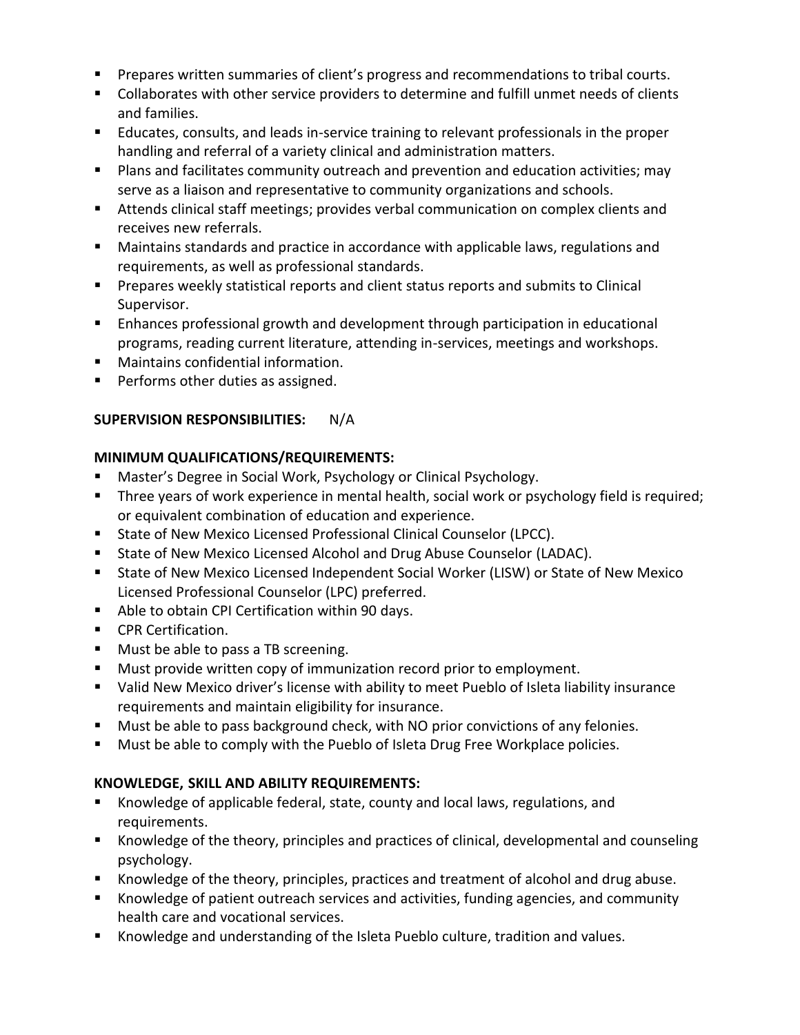- Prepares written summaries of client's progress and recommendations to tribal courts.
- Collaborates with other service providers to determine and fulfill unmet needs of clients and families.
- Educates, consults, and leads in-service training to relevant professionals in the proper handling and referral of a variety clinical and administration matters.
- Plans and facilitates community outreach and prevention and education activities; may serve as a liaison and representative to community organizations and schools.
- Attends clinical staff meetings; provides verbal communication on complex clients and receives new referrals.
- Maintains standards and practice in accordance with applicable laws, regulations and requirements, as well as professional standards.
- Prepares weekly statistical reports and client status reports and submits to Clinical Supervisor.
- Enhances professional growth and development through participation in educational programs, reading current literature, attending in-services, meetings and workshops.
- Maintains confidential information.
- Performs other duties as assigned.

**SUPERVISION RESPONSIBILITIES:** N/A

**MINIMUM QUALIFICATIONS/REQUIREMENTS:**

- Master's Degree in Social Work, Psychology or Clinical Psychology.
- Three years of work experience in mental health, social work or psychology field is required; or equivalent combination of education and experience.
- State of New Mexico Licensed Professional Clinical Counselor (LPCC).
- State of New Mexico Licensed Alcohol and Drug Abuse Counselor (LADAC).
- State of New Mexico Licensed Independent Social Worker (LISW) or State of New Mexico Licensed Professional Counselor (LPC) preferred.
- Able to obtain CPI Certification within 90 days.
- CPR Certification.
- Must be able to pass a TB screening.
- Must provide written copy of immunization record prior to employment.
- Valid New Mexico driver's license with ability to meet Pueblo of Isleta liability insurance requirements and maintain eligibility for insurance.
- Must be able to pass background check, with NO prior convictions of any felonies.
- Must be able to comply with the Pueblo of Isleta Drug Free Workplace policies.

**KNOWLEDGE, SKILL AND ABILITY REQUIREMENTS:**

- Knowledge of applicable federal, state, county and local laws, regulations, and requirements.
- Knowledge of the theory, principles and practices of clinical, developmental and counseling psychology.
- Knowledge of the theory, principles, practices and treatment of alcohol and drug abuse.
- Knowledge of patient outreach services and activities, funding agencies, and community health care and vocational services.
- Knowledge and understanding of the Isleta Pueblo culture, tradition and values.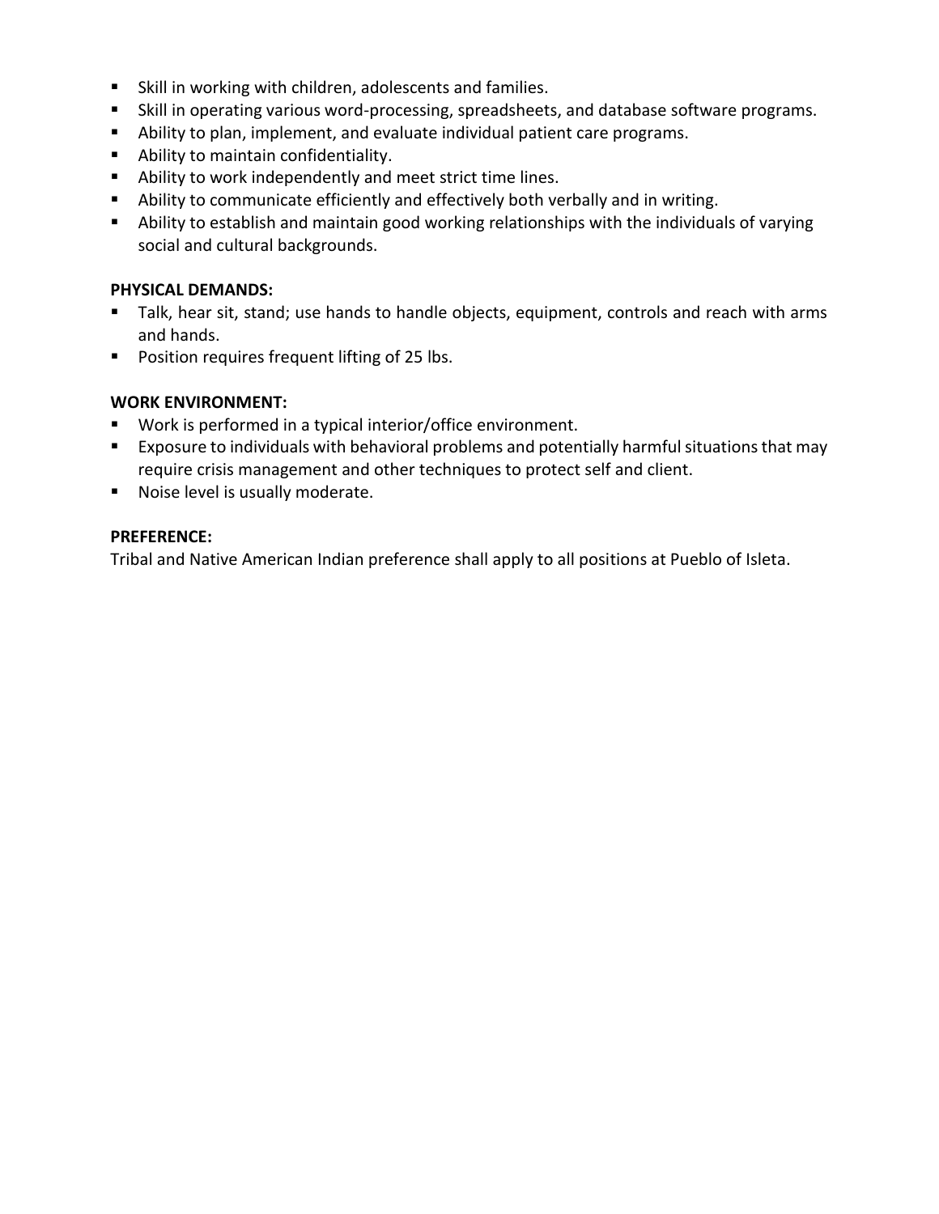- Skill in working with children, adolescents and families.
- Skill in operating various word-processing, spreadsheets, and database software programs.
- Ability to plan, implement, and evaluate individual patient care programs.
- Ability to maintain confidentiality.
- Ability to work independently and meet strict time lines.
- Ability to communicate efficiently and effectively both verbally and in writing.
- Ability to establish and maintain good working relationships with the individuals of varying social and cultural backgrounds.

**PHYSICAL DEMANDS:**

- Talk, hear sit, stand; use hands to handle objects, equipment, controls and reach with arms and hands.
- Position requires frequent lifting of 25 lbs.

**WORK ENVIRONMENT:**

- Work is performed in a typical interior/office environment.
- Exposure to individuals with behavioral problems and potentially harmful situations that may require crisis management and other techniques to protect self and client.
- Noise level is usually moderate.

**PREFERENCE:**

Tribal and Native American Indian preference shall apply to all positions at Pueblo of Isleta.